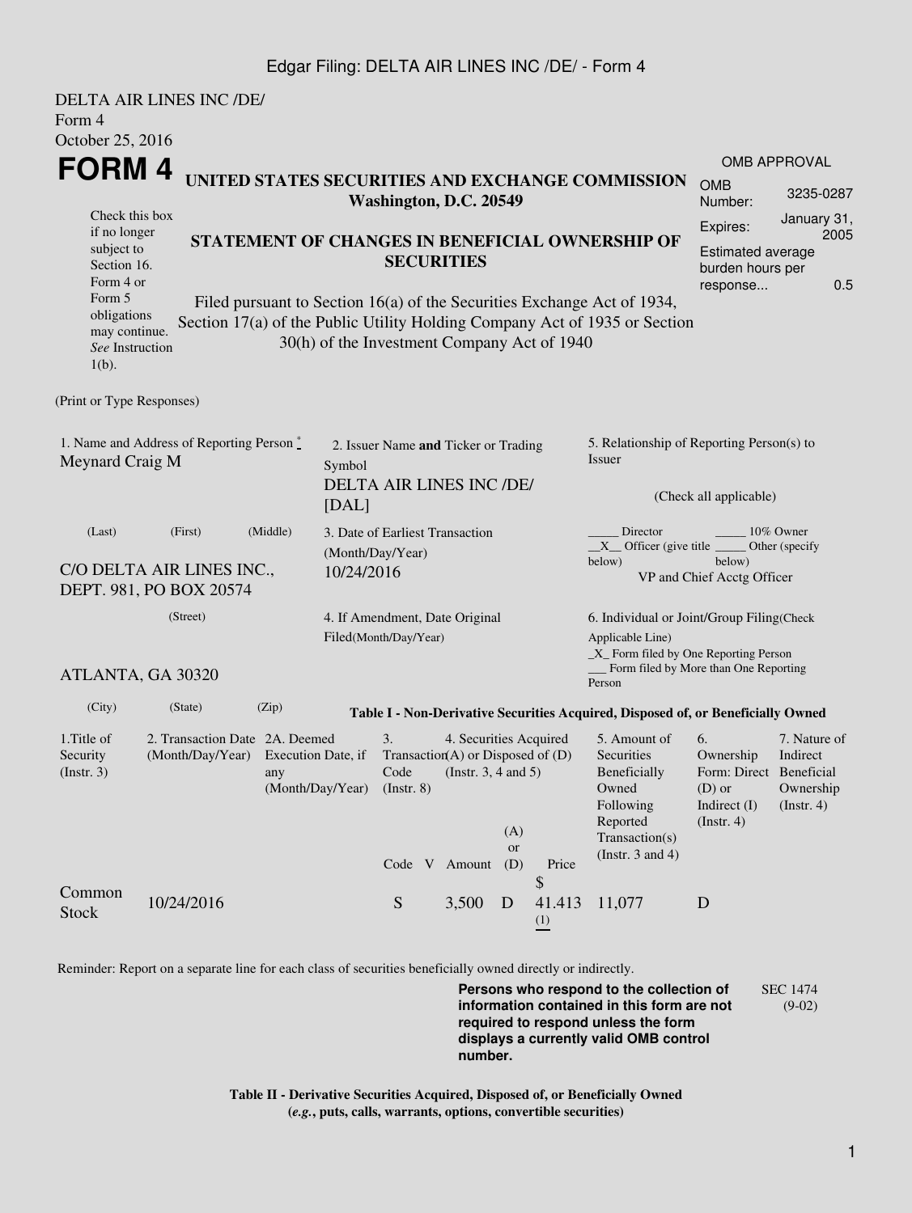DELTA AIR LINES INC /DE/
Form 4
October 25, 2016

# FORM 4

**UNITED STATES SECURITIES AND EXCHANGE COMMISSION**
**Washington, D.C. 20549**

Check this box if no longer subject to Section 16. Form 4 or Form 5 obligations may continue. *See* Instruction 1(b).

**STATEMENT OF CHANGES IN BENEFICIAL OWNERSHIP OF SECURITIES**

Filed pursuant to Section 16(a) of the Securities Exchange Act of 1934, Section 17(a) of the Public Utility Holding Company Act of 1935 or Section 30(h) of the Investment Company Act of 1940

| OMB APPROVAL | |
|---|---|
| OMB Number: | 3235-0287 |
| Expires: | January 31, 2005 |
| Estimated average burden hours per response... | 0.5 |

(Print or Type Responses)

1. Name and Address of Reporting Person *
Meynard Craig M

(Last) (First) (Middle)

C/O DELTA AIR LINES INC., DEPT. 981, PO BOX 20574

(Street)

ATLANTA, GA 30320

(City) (State) (Zip)

2. Issuer Name **and** Ticker or Trading Symbol
DELTA AIR LINES INC /DE/ [DAL]

3. Date of Earliest Transaction (Month/Day/Year)
10/24/2016

4. If Amendment, Date Original Filed(Month/Day/Year)

5. Relationship of Reporting Person(s) to Issuer

(Check all applicable)

_____ Director _____ 10% Owner
__X__ Officer (give title below) _____ Other (specify below)
VP and Chief Acctg Officer

6. Individual or Joint/Group Filing(Check Applicable Line)
_X_ Form filed by One Reporting Person
___ Form filed by More than One Reporting Person

**Table I - Non-Derivative Securities Acquired, Disposed of, or Beneficially Owned**

| 1.Title of Security (Instr. 3) | 2. Transaction Date (Month/Day/Year) | 2A. Deemed Execution Date, if any (Month/Day/Year) | 3. Transaction Code (Instr. 8) | | 4. Securities Acquired (A) or Disposed of (D) (Instr. 3, 4 and 5) | | | 5. Amount of Securities Beneficially Owned Following Reported Transaction(s) (Instr. 3 and 4) | 6. Ownership Form: Direct (D) or Indirect (I) (Instr. 4) | 7. Nature of Indirect Beneficial Ownership (Instr. 4) |
|---|---|---|---|---|---|---|---|---|---|---|
| | | | Code | V | Amount | (A) or (D) | Price | | | |
| Common Stock | 10/24/2016 | | S | | 3,500 | D | $ 41.413 (1) | 11,077 | D | |

Reminder: Report on a separate line for each class of securities beneficially owned directly or indirectly.

**Persons who respond to the collection of information contained in this form are not required to respond unless the form displays a currently valid OMB control number.**

SEC 1474 (9-02)

**Table II - Derivative Securities Acquired, Disposed of, or Beneficially Owned**
**(*e.g.*, puts, calls, warrants, options, convertible securities)**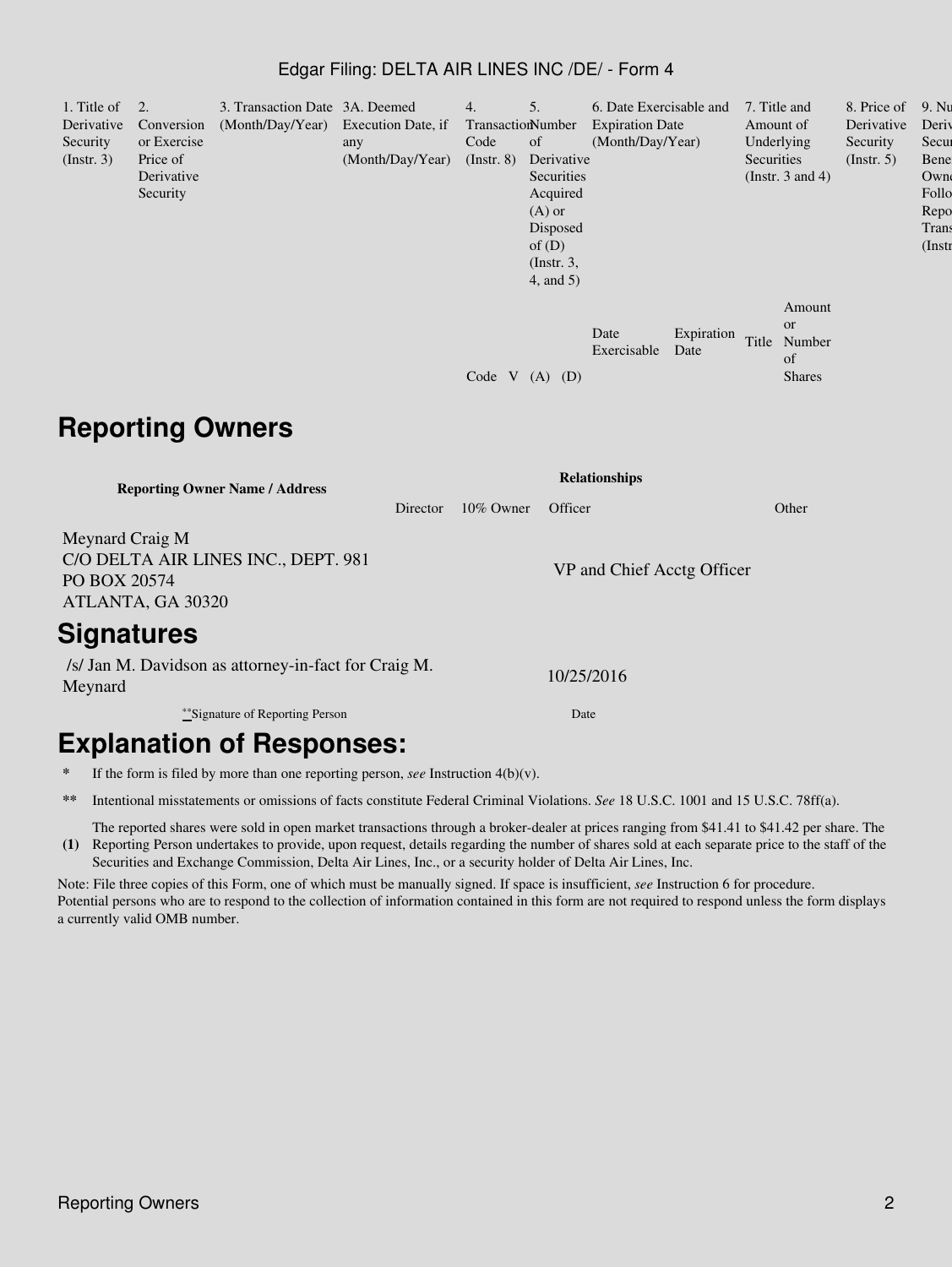| 1. Title of Derivative Security (Instr. 3) | 2. Conversion or Exercise Price of Derivative Security | 3. Transaction Date (Month/Day/Year) | 3A. Deemed Execution Date, if any (Month/Day/Year) | 4. Transaction Code (Instr. 8) | | 5. Number of Derivative Securities Acquired (A) or Disposed of (D) (Instr. 3, 4, and 5) | | 6. Date Exercisable and Expiration Date (Month/Day/Year) | | 7. Title and Amount of Underlying Securities (Instr. 3 and 4) | | 8. Price of Derivative Security (Instr. 5) | 9. Nu Deriv Secur Bene Owne Follo Repo Trans (Instr |
|---|---|---|---|---|---|---|---|---|---|---|---|---|---|
| | | | | Code | V | (A) | (D) | Date Exercisable | Expiration Date | Title | Amount or Number of Shares | | |

# Reporting Owners

| Reporting Owner Name / Address | Relationships | | | |
|---|---|---|---|---|
| | Director | 10% Owner | Officer | Other |
| Meynard Craig M<br>C/O DELTA AIR LINES INC., DEPT. 981<br>PO BOX 20574<br>ATLANTA, GA 30320 | | | VP and Chief Acctg Officer | |

# Signatures

| | |
|---|---|
| /s/ Jan M. Davidson as attorney-in-fact for Craig M. Meynard | 10/25/2016 |
| **Signature of Reporting Person | Date |

# Explanation of Responses:

\* If the form is filed by more than one reporting person, *see* Instruction 4(b)(v).

** Intentional misstatements or omissions of facts constitute Federal Criminal Violations. *See* 18 U.S.C. 1001 and 15 U.S.C. 78ff(a).

**(1)** The reported shares were sold in open market transactions through a broker-dealer at prices ranging from $41.41 to $41.42 per share. The Reporting Person undertakes to provide, upon request, details regarding the number of shares sold at each separate price to the staff of the Securities and Exchange Commission, Delta Air Lines, Inc., or a security holder of Delta Air Lines, Inc.

Note: File three copies of this Form, one of which must be manually signed. If space is insufficient, *see* Instruction 6 for procedure.
Potential persons who are to respond to the collection of information contained in this form are not required to respond unless the form displays a currently valid OMB number.